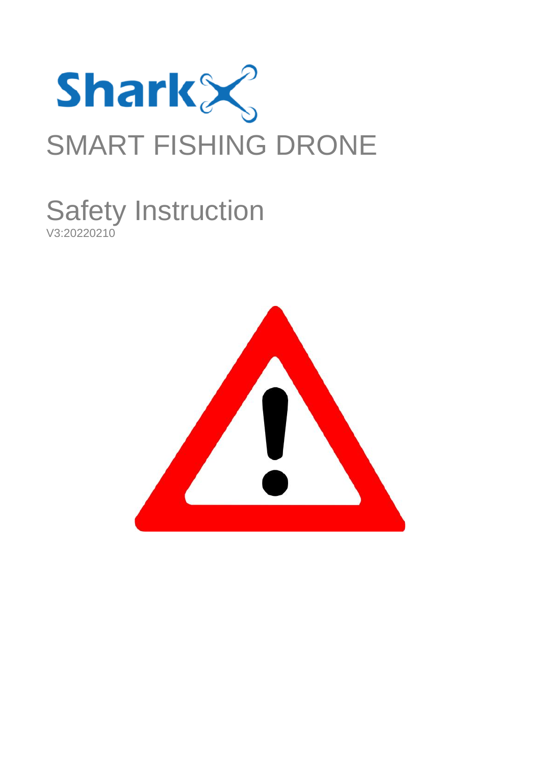# SharkX

# SMART FISHING DRONE

## Safety Instruction

V3:20220210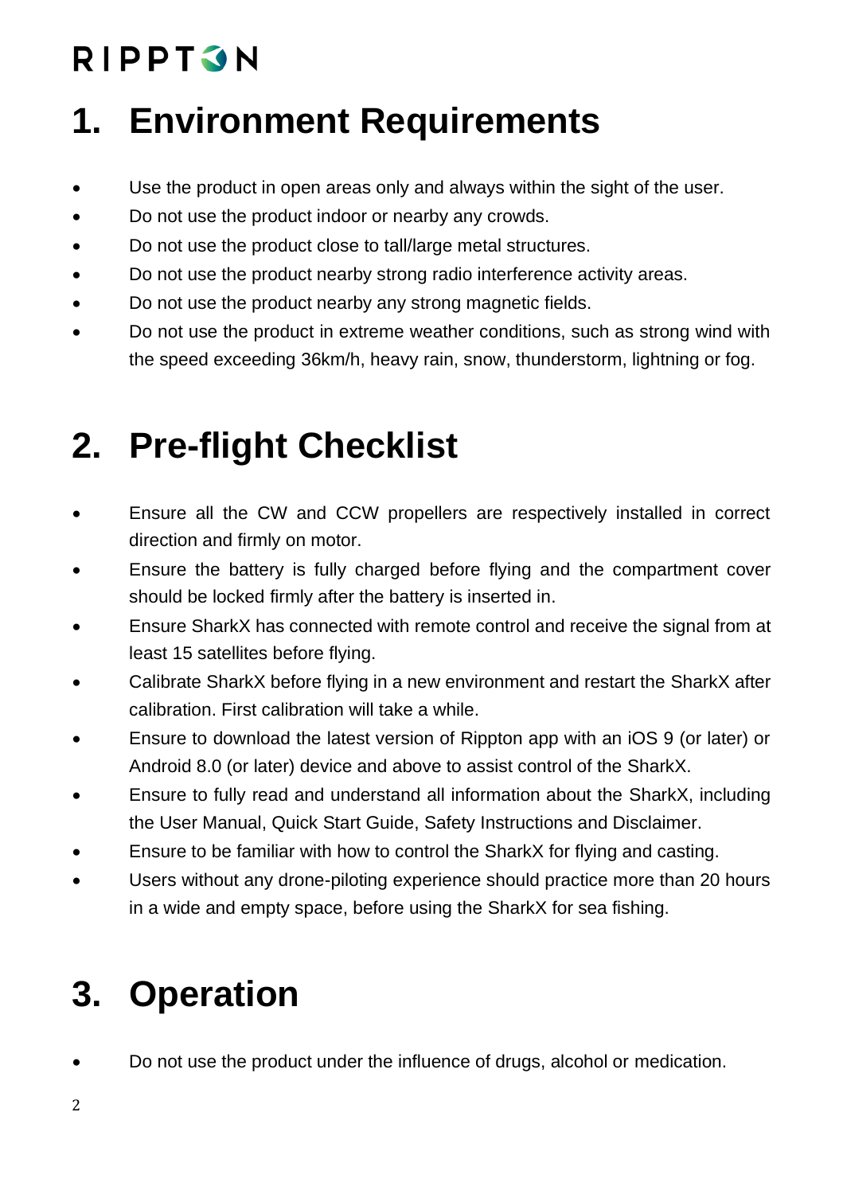# 1. Environment Requirements

- Use the product in open areas only and always within the sight of the user.
- Do not use the product indoor or nearby any crowds.
- Do not use the product close to tall/large metal structures.
- Do not use the product nearby strong radio interference activity areas.
- Do not use the product nearby any strong magnetic fields.
- Do not use the product in extreme weather conditions, such as strong wind with the speed exceeding 36km/h, heavy rain, snow, thunderstorm, lightning or fog.

# 2. Pre-flight Checklist

- Ensure all the CW and CCW propellers are respectively installed in correct direction and firmly on motor.
- Ensure the battery is fully charged before flying and the compartment cover should be locked firmly after the battery is inserted in.
- Ensure SharkX has connected with remote control and receive the signal from at least 15 satellites before flying.
- Calibrate SharkX before flying in a new environment and restart the SharkX after calibration. First calibration will take a while.
- Ensure to download the latest version of Rippton app with an iOS 9 (or later) or Android 8.0 (or later) device and above to assist control of the SharkX.
- Ensure to fully read and understand all information about the SharkX, including the User Manual, Quick Start Guide, Safety Instructions and Disclaimer.
- Ensure to be familiar with how to control the SharkX for flying and casting.
- Users without any drone-piloting experience should practice more than 20 hours in a wide and empty space, before using the SharkX for sea fishing.

# 3. Operation

- Do not use the product under the influence of drugs, alcohol or medication.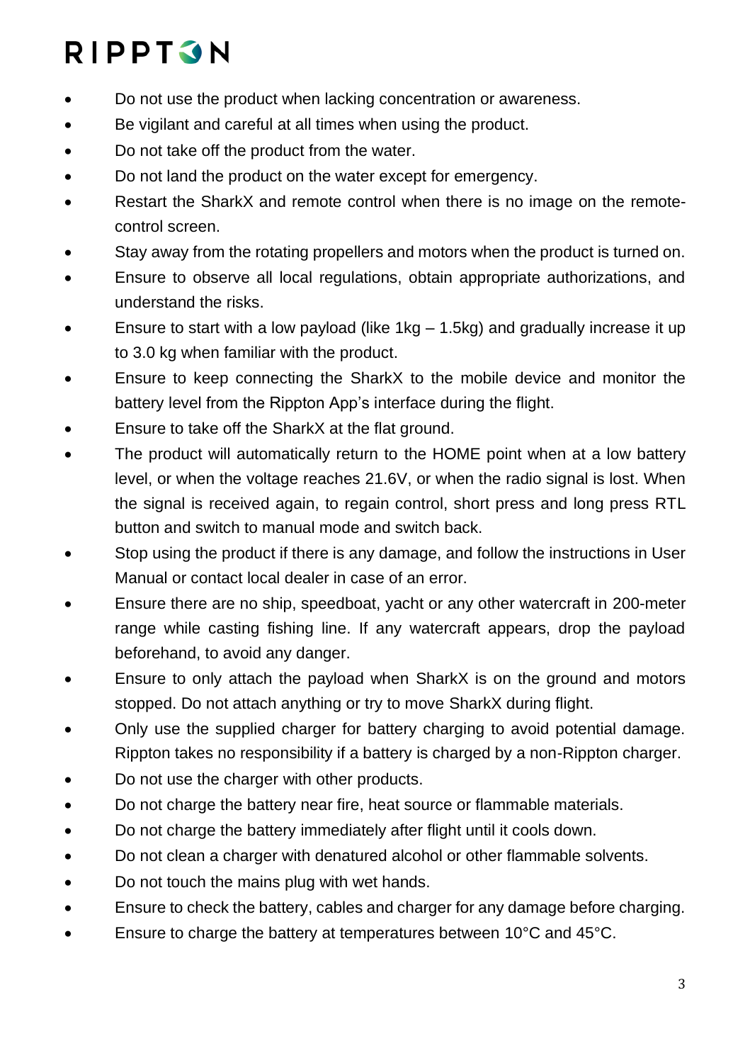- Do not use the product when lacking concentration or awareness.
- Be vigilant and careful at all times when using the product.
- Do not take off the product from the water.
- Do not land the product on the water except for emergency.
- Restart the SharkX and remote control when there is no image on the remote-control screen.
- Stay away from the rotating propellers and motors when the product is turned on.
- Ensure to observe all local regulations, obtain appropriate authorizations, and understand the risks.
- Ensure to start with a low payload (like 1kg – 1.5kg) and gradually increase it up to 3.0 kg when familiar with the product.
- Ensure to keep connecting the SharkX to the mobile device and monitor the battery level from the Rippton App's interface during the flight.
- Ensure to take off the SharkX at the flat ground.
- The product will automatically return to the HOME point when at a low battery level, or when the voltage reaches 21.6V, or when the radio signal is lost. When the signal is received again, to regain control, short press and long press RTL button and switch to manual mode and switch back.
- Stop using the product if there is any damage, and follow the instructions in User Manual or contact local dealer in case of an error.
- Ensure there are no ship, speedboat, yacht or any other watercraft in 200-meter range while casting fishing line. If any watercraft appears, drop the payload beforehand, to avoid any danger.
- Ensure to only attach the payload when SharkX is on the ground and motors stopped. Do not attach anything or try to move SharkX during flight.
- Only use the supplied charger for battery charging to avoid potential damage. Rippton takes no responsibility if a battery is charged by a non-Rippton charger.
- Do not use the charger with other products.
- Do not charge the battery near fire, heat source or flammable materials.
- Do not charge the battery immediately after flight until it cools down.
- Do not clean a charger with denatured alcohol or other flammable solvents.
- Do not touch the mains plug with wet hands.
- Ensure to check the battery, cables and charger for any damage before charging.
- Ensure to charge the battery at temperatures between 10°C and 45°C.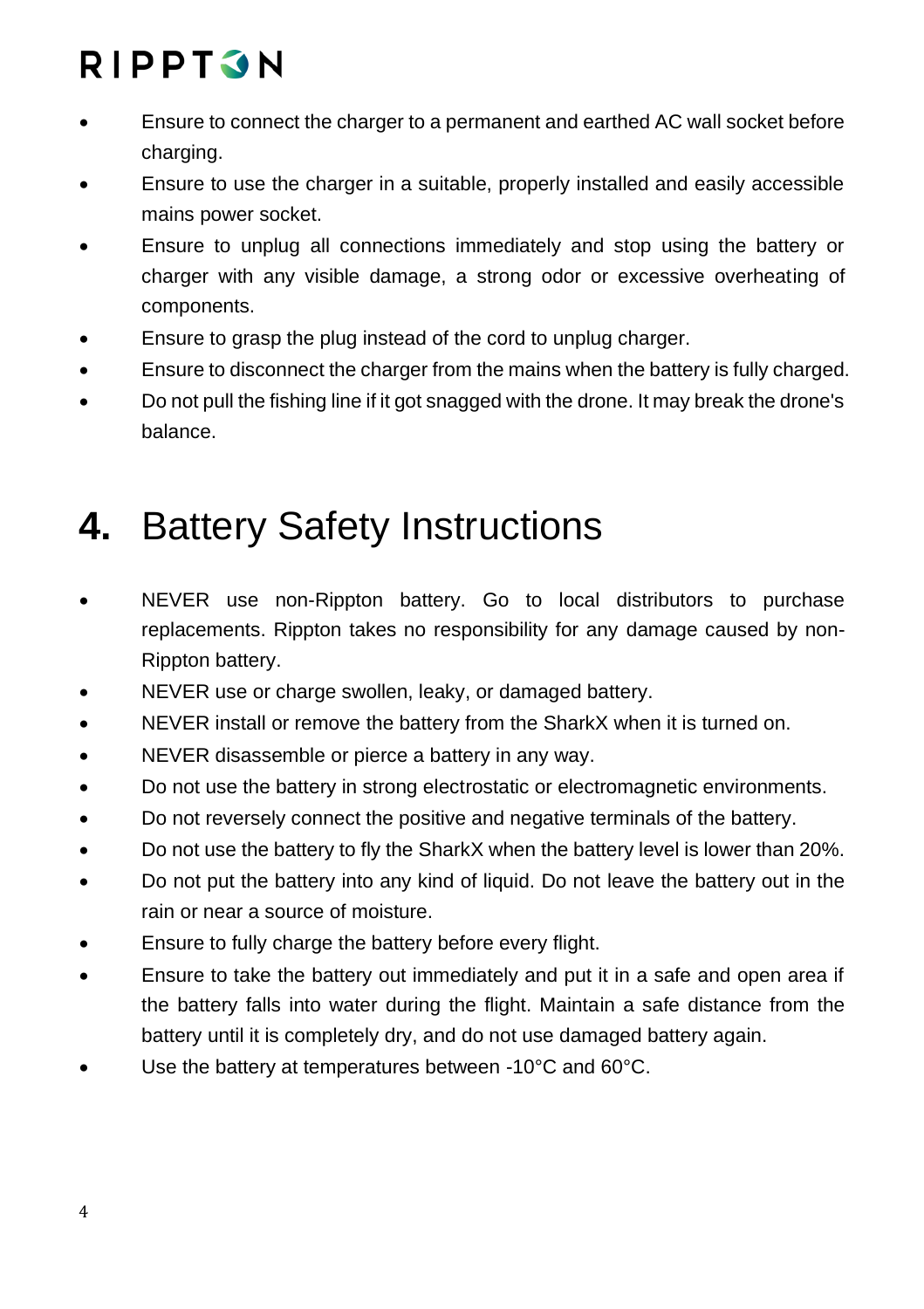- Ensure to connect the charger to a permanent and earthed AC wall socket before charging.
- Ensure to use the charger in a suitable, properly installed and easily accessible mains power socket.
- Ensure to unplug all connections immediately and stop using the battery or charger with any visible damage, a strong odor or excessive overheating of components.
- Ensure to grasp the plug instead of the cord to unplug charger.
- Ensure to disconnect the charger from the mains when the battery is fully charged.
- Do not pull the fishing line if it got snagged with the drone. It may break the drone's balance.

# **4.** Battery Safety Instructions

- NEVER use non-Rippton battery. Go to local distributors to purchase replacements. Rippton takes no responsibility for any damage caused by non-Rippton battery.
- NEVER use or charge swollen, leaky, or damaged battery.
- NEVER install or remove the battery from the SharkX when it is turned on.
- NEVER disassemble or pierce a battery in any way.
- Do not use the battery in strong electrostatic or electromagnetic environments.
- Do not reversely connect the positive and negative terminals of the battery.
- Do not use the battery to fly the SharkX when the battery level is lower than 20%.
- Do not put the battery into any kind of liquid. Do not leave the battery out in the rain or near a source of moisture.
- Ensure to fully charge the battery before every flight.
- Ensure to take the battery out immediately and put it in a safe and open area if the battery falls into water during the flight. Maintain a safe distance from the battery until it is completely dry, and do not use damaged battery again.
- Use the battery at temperatures between -10°C and 60°C.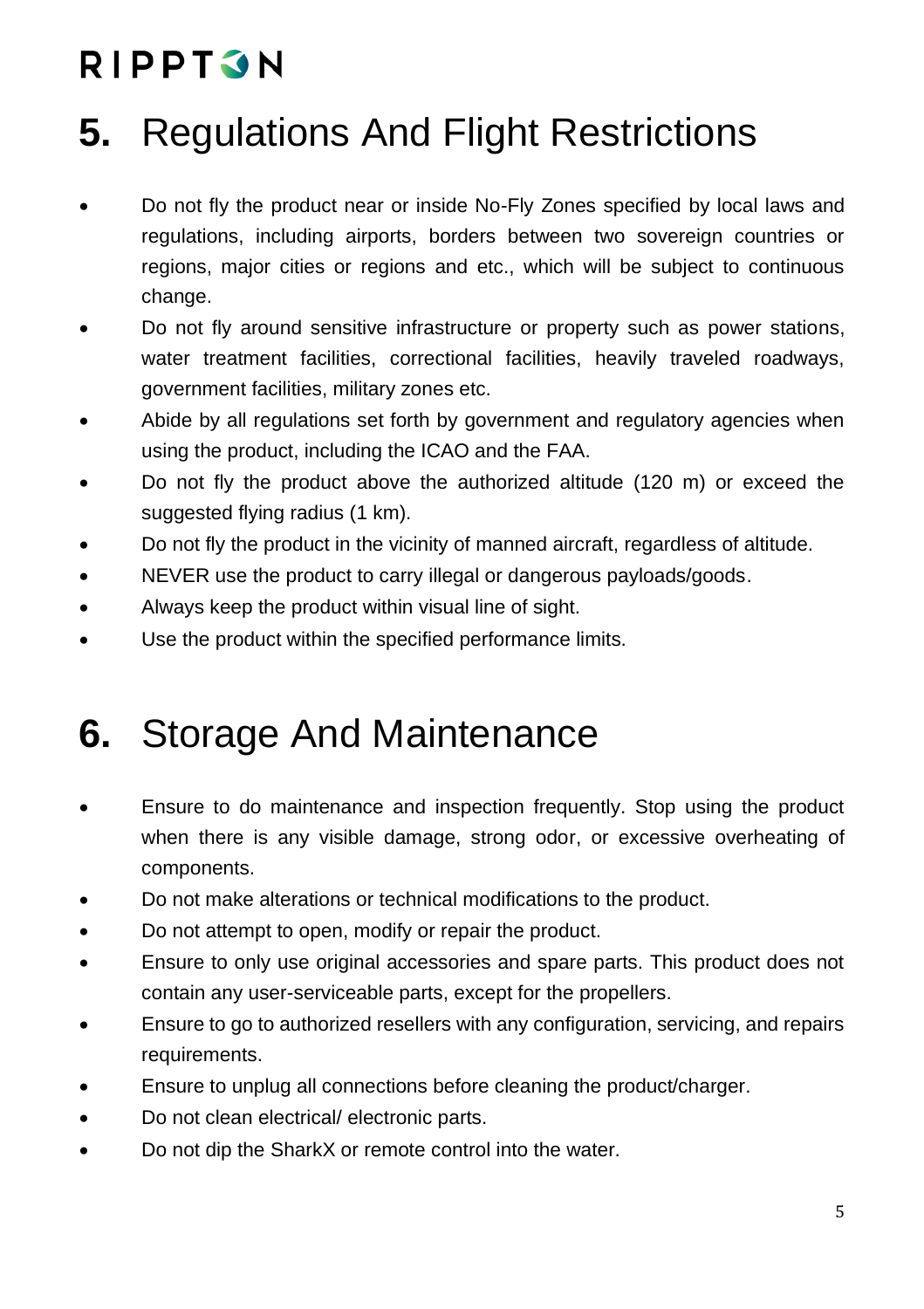# 5. Regulations And Flight Restrictions

- Do not fly the product near or inside No-Fly Zones specified by local laws and regulations, including airports, borders between two sovereign countries or regions, major cities or regions and etc., which will be subject to continuous change.
- Do not fly around sensitive infrastructure or property such as power stations, water treatment facilities, correctional facilities, heavily traveled roadways, government facilities, military zones etc.
- Abide by all regulations set forth by government and regulatory agencies when using the product, including the ICAO and the FAA.
- Do not fly the product above the authorized altitude (120 m) or exceed the suggested flying radius (1 km).
- Do not fly the product in the vicinity of manned aircraft, regardless of altitude.
- NEVER use the product to carry illegal or dangerous payloads/goods.
- Always keep the product within visual line of sight.
- Use the product within the specified performance limits.

# 6. Storage And Maintenance

- Ensure to do maintenance and inspection frequently. Stop using the product when there is any visible damage, strong odor, or excessive overheating of components.
- Do not make alterations or technical modifications to the product.
- Do not attempt to open, modify or repair the product.
- Ensure to only use original accessories and spare parts. This product does not contain any user-serviceable parts, except for the propellers.
- Ensure to go to authorized resellers with any configuration, servicing, and repairs requirements.
- Ensure to unplug all connections before cleaning the product/charger.
- Do not clean electrical/ electronic parts.
- Do not dip the SharkX or remote control into the water.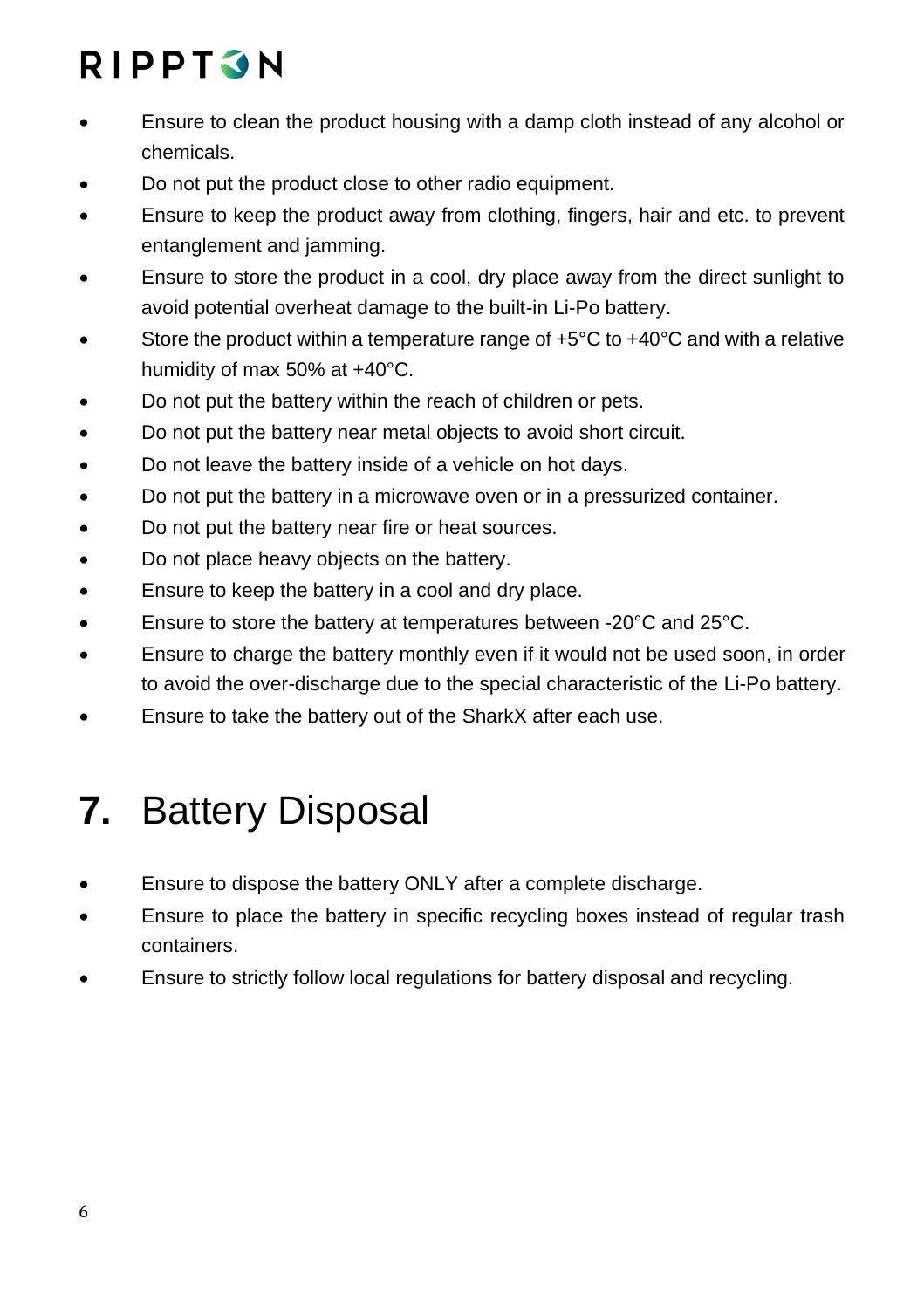- Ensure to clean the product housing with a damp cloth instead of any alcohol or chemicals.
- Do not put the product close to other radio equipment.
- Ensure to keep the product away from clothing, fingers, hair and etc. to prevent entanglement and jamming.
- Ensure to store the product in a cool, dry place away from the direct sunlight to avoid potential overheat damage to the built-in Li-Po battery.
- Store the product within a temperature range of +5°C to +40°C and with a relative humidity of max 50% at +40°C.
- Do not put the battery within the reach of children or pets.
- Do not put the battery near metal objects to avoid short circuit.
- Do not leave the battery inside of a vehicle on hot days.
- Do not put the battery in a microwave oven or in a pressurized container.
- Do not put the battery near fire or heat sources.
- Do not place heavy objects on the battery.
- Ensure to keep the battery in a cool and dry place.
- Ensure to store the battery at temperatures between -20°C and 25°C.
- Ensure to charge the battery monthly even if it would not be used soon, in order to avoid the over-discharge due to the special characteristic of the Li-Po battery.
- Ensure to take the battery out of the SharkX after each use.

# **7.** Battery Disposal

- Ensure to dispose the battery ONLY after a complete discharge.
- Ensure to place the battery in specific recycling boxes instead of regular trash containers.
- Ensure to strictly follow local regulations for battery disposal and recycling.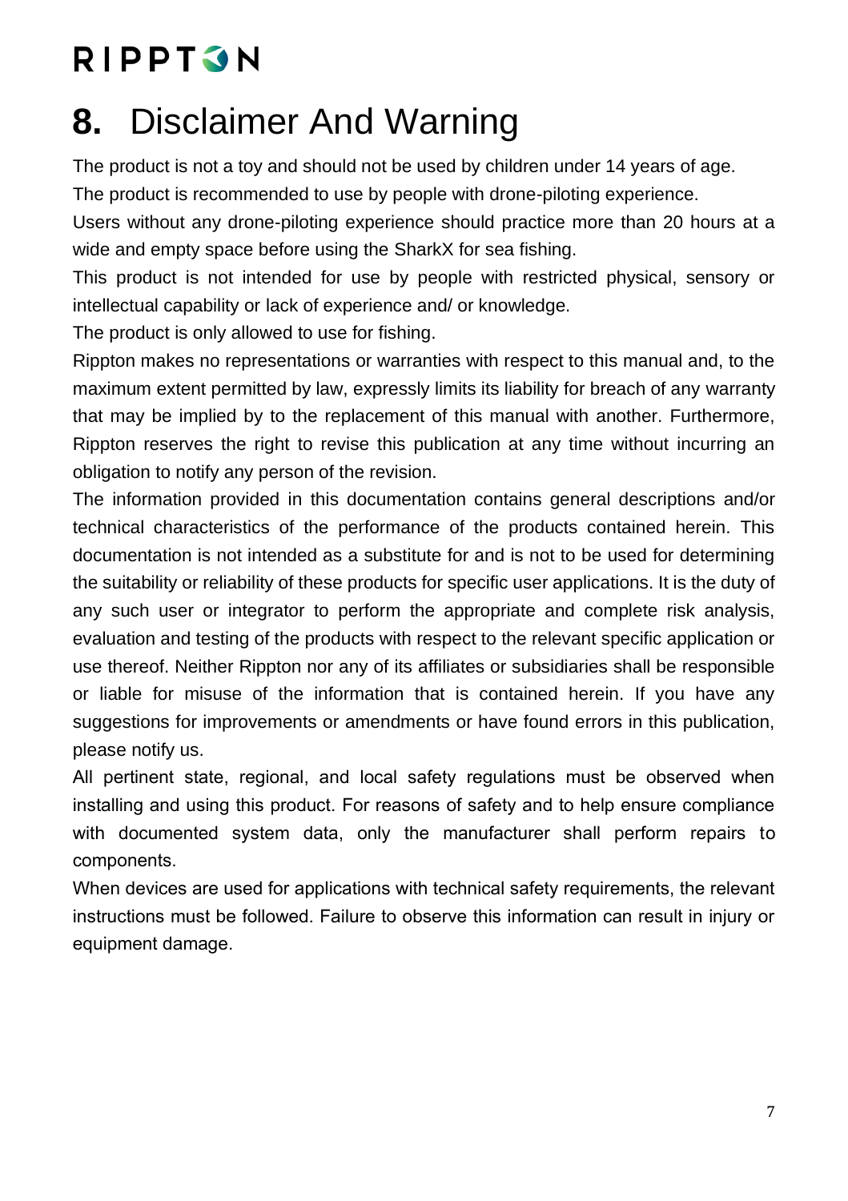# 8. Disclaimer And Warning

The product is not a toy and should not be used by children under 14 years of age.

The product is recommended to use by people with drone-piloting experience.

Users without any drone-piloting experience should practice more than 20 hours at a wide and empty space before using the SharkX for sea fishing.

This product is not intended for use by people with restricted physical, sensory or intellectual capability or lack of experience and/ or knowledge.

The product is only allowed to use for fishing.

Rippton makes no representations or warranties with respect to this manual and, to the maximum extent permitted by law, expressly limits its liability for breach of any warranty that may be implied by to the replacement of this manual with another. Furthermore, Rippton reserves the right to revise this publication at any time without incurring an obligation to notify any person of the revision.

The information provided in this documentation contains general descriptions and/or technical characteristics of the performance of the products contained herein. This documentation is not intended as a substitute for and is not to be used for determining the suitability or reliability of these products for specific user applications. It is the duty of any such user or integrator to perform the appropriate and complete risk analysis, evaluation and testing of the products with respect to the relevant specific application or use thereof. Neither Rippton nor any of its affiliates or subsidiaries shall be responsible or liable for misuse of the information that is contained herein. If you have any suggestions for improvements or amendments or have found errors in this publication, please notify us.

All pertinent state, regional, and local safety regulations must be observed when installing and using this product. For reasons of safety and to help ensure compliance with documented system data, only the manufacturer shall perform repairs to components.

When devices are used for applications with technical safety requirements, the relevant instructions must be followed. Failure to observe this information can result in injury or equipment damage.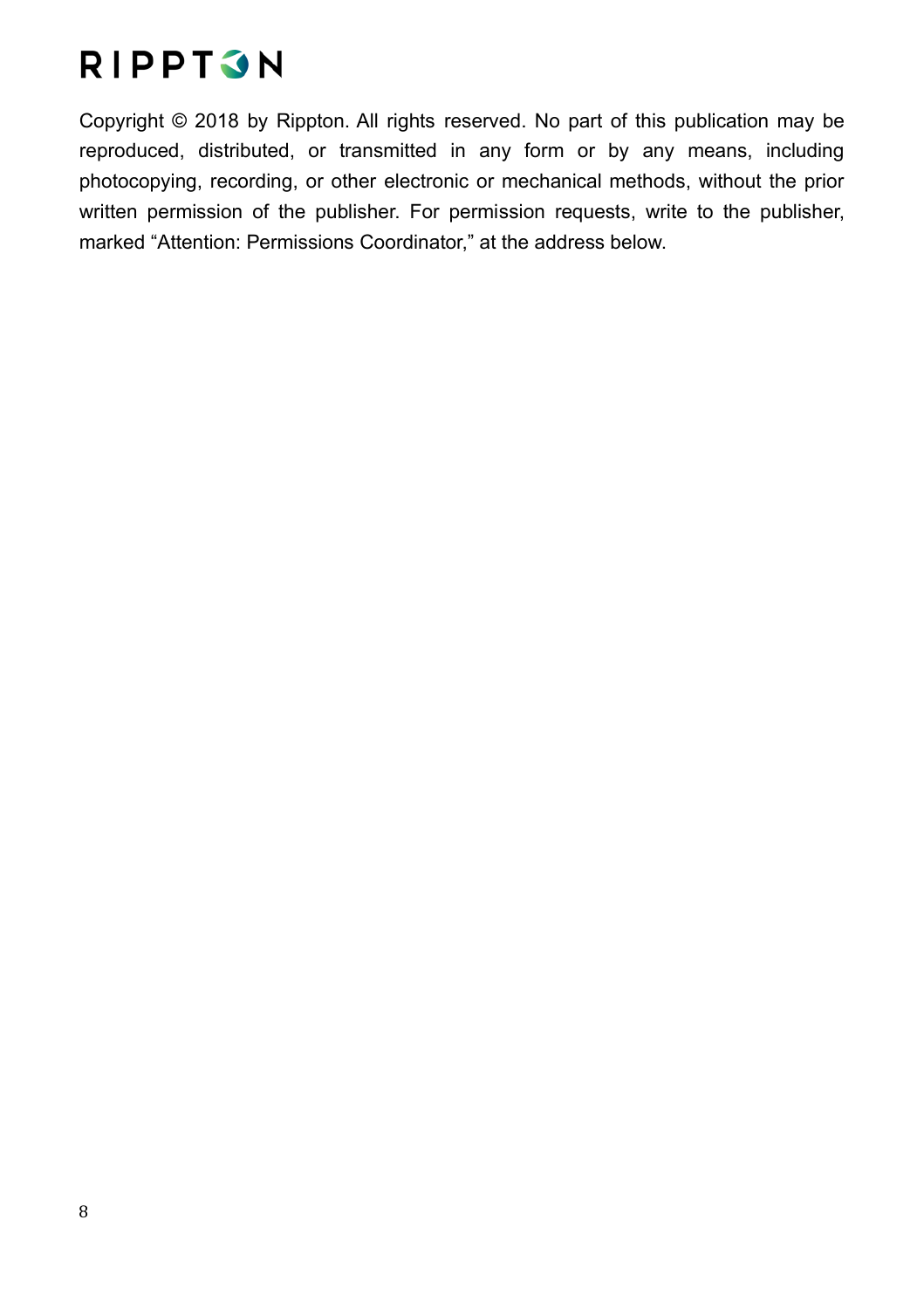RIPPTON

Copyright © 2018 by Rippton. All rights reserved. No part of this publication may be reproduced, distributed, or transmitted in any form or by any means, including photocopying, recording, or other electronic or mechanical methods, without the prior written permission of the publisher. For permission requests, write to the publisher, marked "Attention: Permissions Coordinator," at the address below.